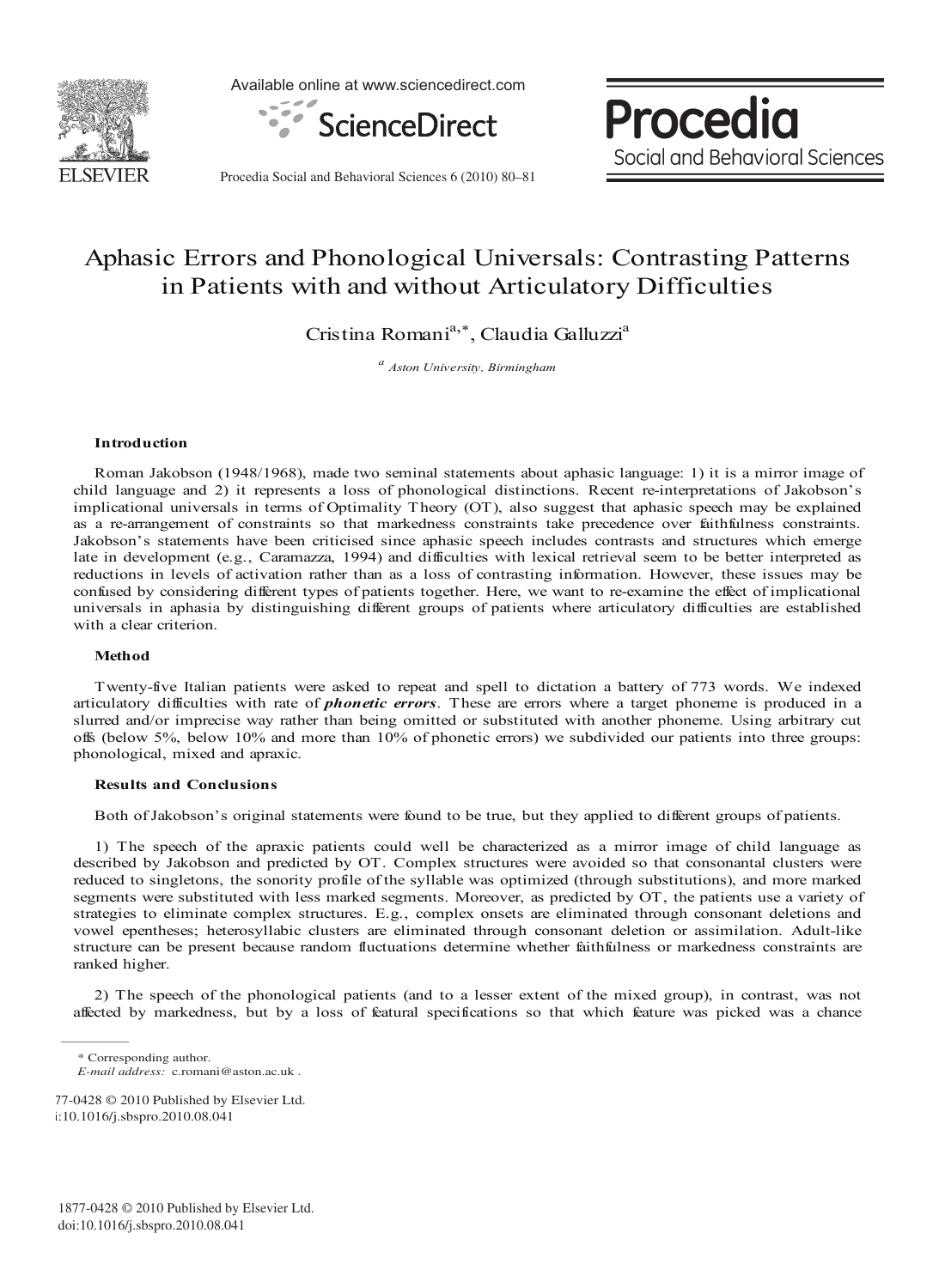# Aphasic Errors and Phonological Universals: Contrasting Patterns in Patients with and without Articulatory Difficulties

Cristina Romani[a,*], Claudia Galluzzi[a]

[a] *Aston University, Birmingham*

### Introduction

Roman Jakobson (1948/1968), made two seminal statements about aphasic language: 1) it is a mirror image of child language and 2) it represents a loss of phonological distinctions. Recent re-interpretations of Jakobson's implicational universals in terms of Optimality Theory (OT), also suggest that aphasic speech may be explained as a re-arrangement of constraints so that markedness constraints take precedence over faithfulness constraints. Jakobson's statements have been criticised since aphasic speech includes contrasts and structures which emerge late in development (e.g., Caramazza, 1994) and difficulties with lexical retrieval seem to be better interpreted as reductions in levels of activation rather than as a loss of contrasting information. However, these issues may be confused by considering different types of patients together. Here, we want to re-examine the effect of implicational universals in aphasia by distinguishing different groups of patients where articulatory difficulties are established with a clear criterion.

### Method

Twenty-five Italian patients were asked to repeat and spell to dictation a battery of 773 words. We indexed articulatory difficulties with rate of ***phonetic errors***. These are errors where a target phoneme is produced in a slurred and/or imprecise way rather than being omitted or substituted with another phoneme. Using arbitrary cut offs (below 5%, below 10% and more than 10% of phonetic errors) we subdivided our patients into three groups: phonological, mixed and apraxic.

### Results and Conclusions

Both of Jakobson's original statements were found to be true, but they applied to different groups of patients.

1) The speech of the apraxic patients could well be characterized as a mirror image of child language as described by Jakobson and predicted by OT. Complex structures were avoided so that consonantal clusters were reduced to singletons, the sonority profile of the syllable was optimized (through substitutions), and more marked segments were substituted with less marked segments. Moreover, as predicted by OT, the patients use a variety of strategies to eliminate complex structures. E.g., complex onsets are eliminated through consonant deletions and vowel epentheses; heterosyllabic clusters are eliminated through consonant deletion or assimilation. Adult-like structure can be present because random fluctuations determine whether faithfulness or markedness constraints are ranked higher.

2) The speech of the phonological patients (and to a lesser extent of the mixed group), in contrast, was not affected by markedness, but by a loss of featural specifications so that which feature was picked was a chance

\* Corresponding author.
*E-mail address:* c.romani@aston.ac.uk .

1877-0428 © 2010 Published by Elsevier Ltd.
doi:10.1016/j.sbspro.2010.08.041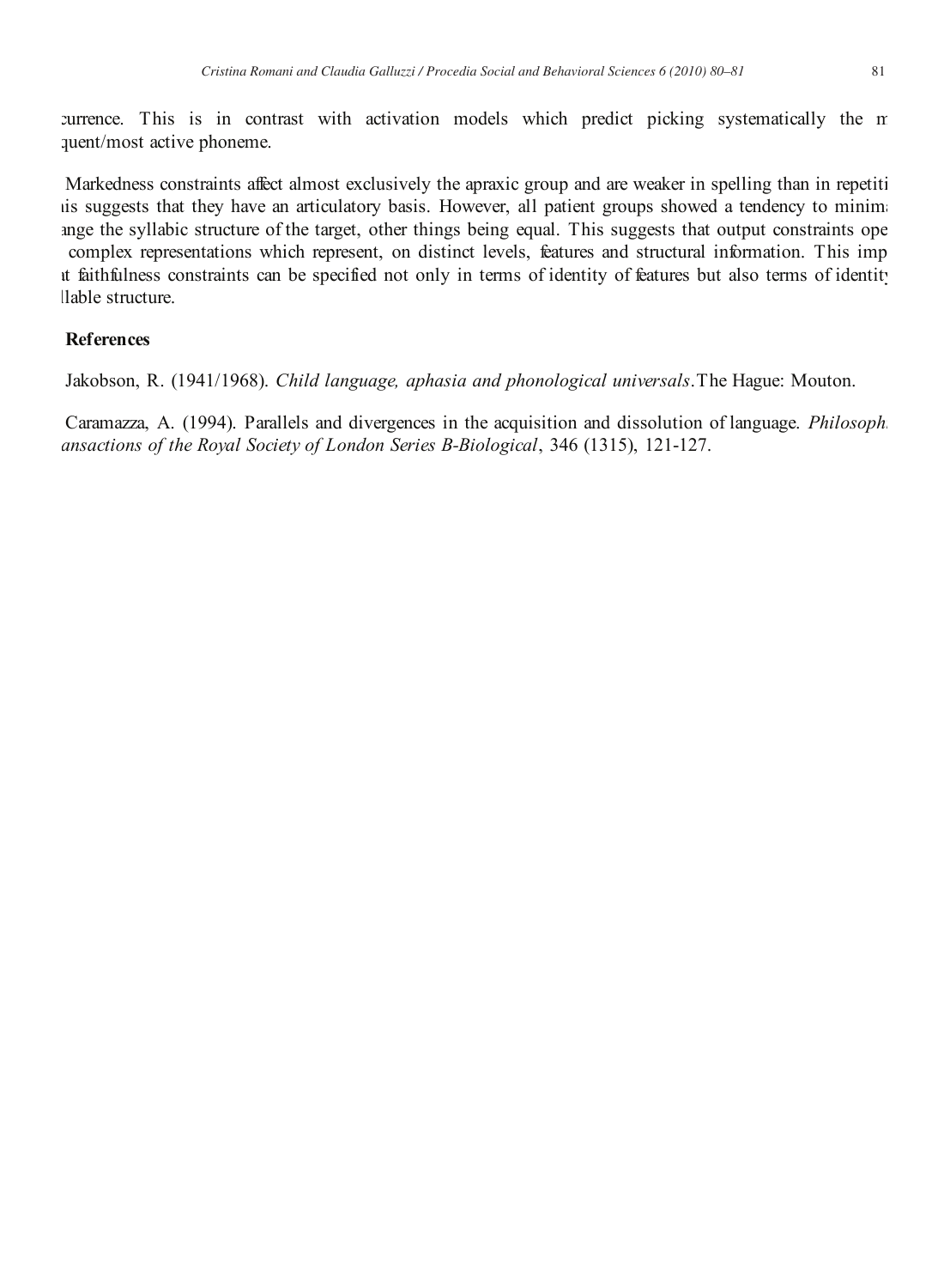currence. This is in contrast with activation models which predict picking systematically the m quent/most active phoneme.

Markedness constraints affect almost exclusively the apraxic group and are weaker in spelling than in repetiti is suggests that they have an articulatory basis. However, all patient groups showed a tendency to minima ange the syllabic structure of the target, other things being equal. This suggests that output constraints ope complex representations which represent, on distinct levels, features and structural information. This imp at faithfulness constraints can be specified not only in terms of identity of features but also terms of identity llable structure.

## References

Jakobson, R. (1941/1968). *Child language, aphasia and phonological universals*. The Hague: Mouton.

Caramazza, A. (1994). Parallels and divergences in the acquisition and dissolution of language. *Philosoph ansactions of the Royal Society of London Series B-Biological*, 346 (1315), 121-127.